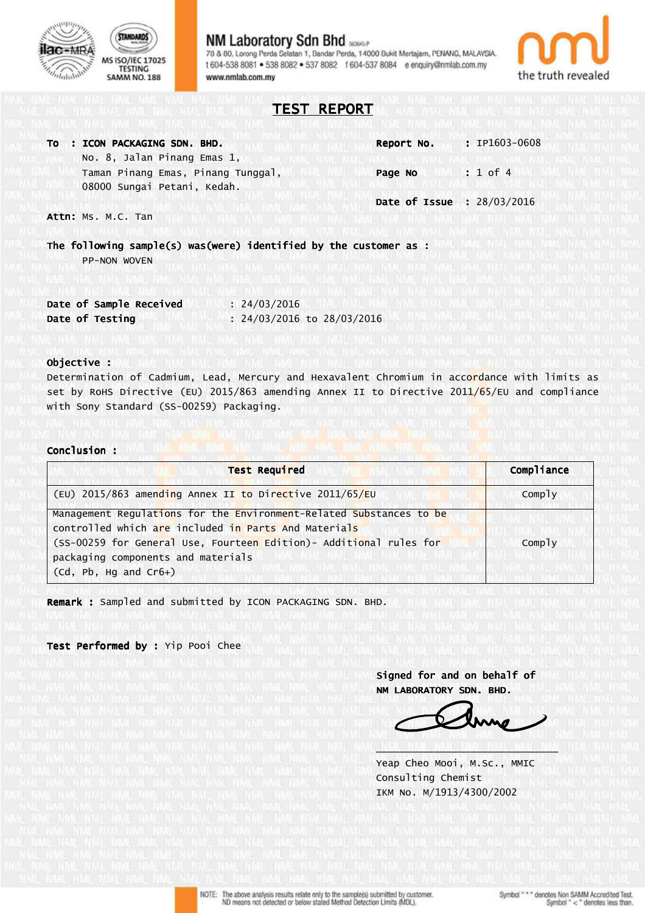NM Laboratory Sdn Bhd 563645-P
78 & 80, Lorong Perda Selatan 1, Bandar Perda, 14000 Bukit Mertajam, PENANG, MALAYSIA.
t 604-538 8081 • 538 8082 • 537 8082 f 604-537 8084 e enquiry@nmlab.com.my
www.nmlab.com.my

MS ISO/IEC 17025 TESTING SAMM NO. 188

nml the truth revealed

# TEST REPORT

**To : ICON PACKAGING SDN. BHD.**
No. 8, Jalan Pinang Emas 1,
Taman Pinang Emas, Pinang Tunggal,
08000 Sungai Petani, Kedah.

**Report No.** : IP1603-0608

**Page No** : 1 of 4

**Date of Issue** : 28/03/2016

**Attn:** Ms. M.C. Tan

**The following sample(s) was(were) identified by the customer as :**
PP-NON WOVEN

**Date of Sample Received** : 24/03/2016
**Date of Testing** : 24/03/2016 to 28/03/2016

**Objective :**
Determination of Cadmium, Lead, Mercury and Hexavalent Chromium in accordance with limits as set by RoHS Directive (EU) 2015/863 amending Annex II to Directive 2011/65/EU and compliance with Sony Standard (SS-00259) Packaging.

**Conclusion :**

| Test Required | Compliance |
|---|---|
| (EU) 2015/863 amending Annex II to Directive 2011/65/EU | Comply |
| Management Regulations for the Environment-Related Substances to be controlled which are included in Parts And Materials (SS-00259 for General Use, Fourteen Edition)- Additional rules for packaging components and materials (Cd, Pb, Hg and Cr6+) | Comply |

**Remark :** Sampled and submitted by ICON PACKAGING SDN. BHD.

**Test Performed by :** Yip Pooi Chee

**Signed for and on behalf of**
**NM LABORATORY SDN. BHD.**

Yeap Cheo Mooi, M.Sc., MMIC
Consulting Chemist
IKM No. M/1913/4300/2002

NOTE: The above analysis results relate only to the sample(s) submitted by customer.
ND means not detected or below stated Method Detection Limits (MDL).

Symbol " * " denotes Non SAMM Accredited Test.
Symbol " < " denotes less than.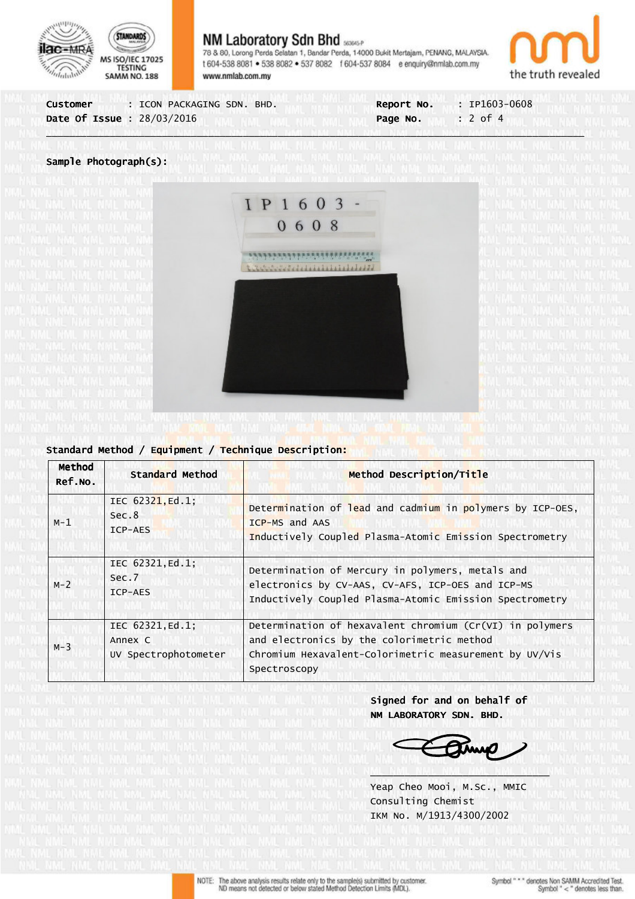NM Laboratory Sdn Bhd 563645-P
78 & 80, Lorong Perda Selatan 1, Bandar Perda, 14000 Bukit Mertajam, PENANG, MALAYSIA.
t 604-538 8081 • 538 8082 • 537 8082 f 604-537 8084 e enquiry@nmlab.com.my
www.nmlab.com.my

MS ISO/IEC 17025 TESTING SAMM NO. 188

the truth revealed

**Customer** : ICON PACKAGING SDN. BHD.
**Date Of Issue** : 28/03/2016

**Report No.** : IP1603-0608
**Page No.** : 2 of 4

**Sample Photograph(s):**

**Standard Method / Equipment / Technique Description:**

| Method Ref.No. | Standard Method | Method Description/Title |
|---|---|---|
| M-1 | IEC 62321,Ed.1; Sec.8 ICP-AES | Determination of lead and cadmium in polymers by ICP-OES, ICP-MS and AAS Inductively Coupled Plasma-Atomic Emission Spectrometry |
| M-2 | IEC 62321,Ed.1; Sec.7 ICP-AES | Determination of Mercury in polymers, metals and electronics by CV-AAS, CV-AFS, ICP-OES and ICP-MS Inductively Coupled Plasma-Atomic Emission Spectrometry |
| M-3 | IEC 62321,Ed.1; Annex C UV Spectrophotometer | Determination of hexavalent chromium (Cr(VI) in polymers and electronics by the colorimetric method Chromium Hexavalent-Colorimetric measurement by UV/Vis Spectroscopy |

**Signed for and on behalf of**
**NM LABORATORY SDN. BHD.**

Yeap Cheo Mooi, M.Sc., MMIC
Consulting Chemist
IKM No. M/1913/4300/2002

NOTE: The above analysis results relate only to the sample(s) submitted by customer. ND means not detected or below stated Method Detection Limits (MDL).

Symbol " * " denotes Non SAMM Accredited Test. Symbol " < " denotes less than.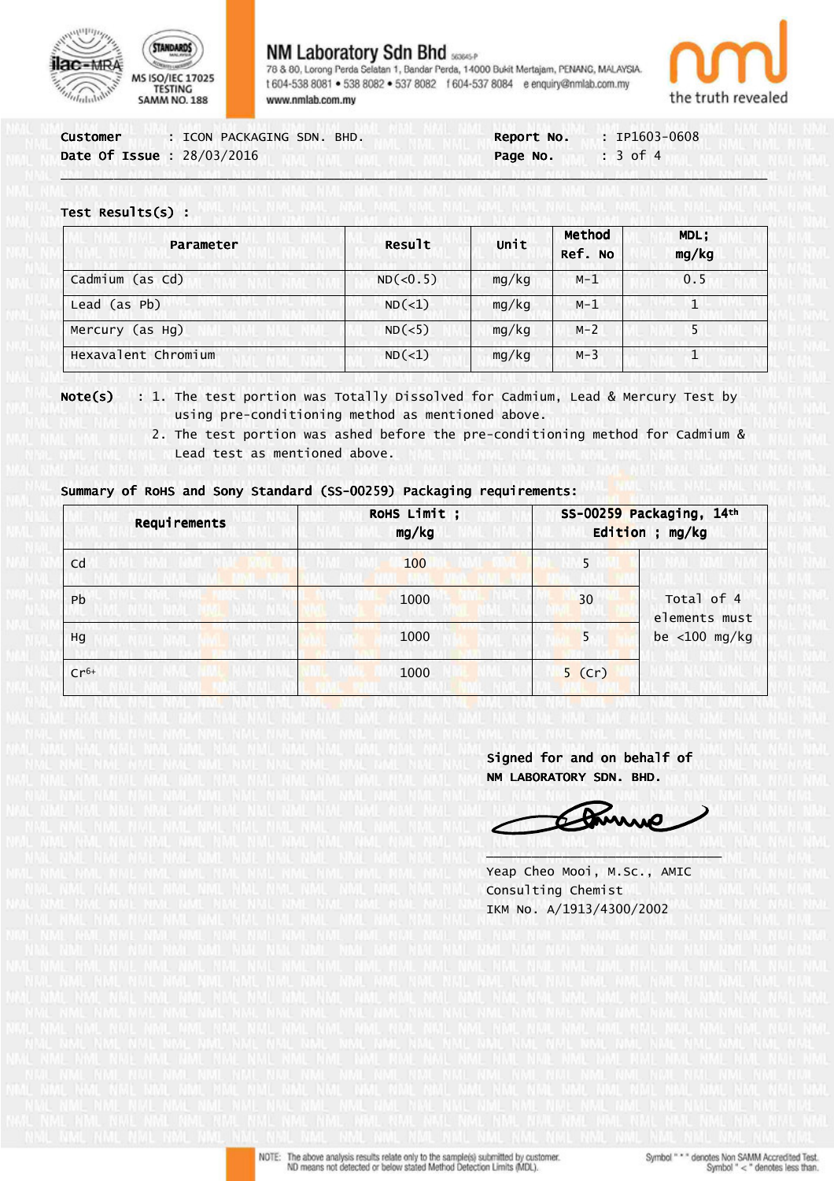NM Laboratory Sdn Bhd 563645-P

78 & 80, Lorong Perda Selatan 1, Bandar Perda, 14000 Bukit Mertajam, PENANG, MALAYSIA.
t 604-538 8081 • 538 8082 • 537 8082 f 604-537 8084 e enquiry@nmlab.com.my
www.nmlab.com.my

MS ISO/IEC 17025 TESTING SAMM NO. 188

the truth revealed

**Customer** : ICON PACKAGING SDN. BHD.
**Date Of Issue** : 28/03/2016

**Report No.** : IP1603-0608
**Page No.** : 3 of 4

**Test Results(s) :**

| Parameter | Result | Unit | Method Ref. No | MDL; mg/kg |
|---|---|---|---|---|
| Cadmium (as Cd) | ND(<0.5) | mg/kg | M-1 | 0.5 |
| Lead (as Pb) | ND(<1) | mg/kg | M-1 | 1 |
| Mercury (as Hg) | ND(<5) | mg/kg | M-2 | 5 |
| Hexavalent Chromium | ND(<1) | mg/kg | M-3 | 1 |

**Note(s)** : 1. The test portion was Totally Dissolved for Cadmium, Lead & Mercury Test by using pre-conditioning method as mentioned above.
2. The test portion was ashed before the pre-conditioning method for Cadmium & Lead test as mentioned above.

**Summary of RoHS and Sony Standard (SS-00259) Packaging requirements:**

| Requirements | RoHS Limit ; mg/kg | SS-00259 Packaging, 14th Edition ; mg/kg | |
|---|---|---|---|
| Cd | 100 | 5 | Total of 4 elements must be <100 mg/kg |
| Pb | 1000 | 30 | |
| Hg | 1000 | 5 | |
| $Cr^{6+}$ | 1000 | 5 (Cr) | |

**Signed for and on behalf of**
**NM LABORATORY SDN. BHD.**

Yeap Cheo Mooi, M.Sc., AMIC
Consulting Chemist
IKM No. A/1913/4300/2002

NOTE: The above analysis results relate only to the sample(s) submitted by customer.
ND means not detected or below stated Method Detection Limits (MDL).

Symbol " * " denotes Non SAMM Accredited Test.
Symbol " < " denotes less than.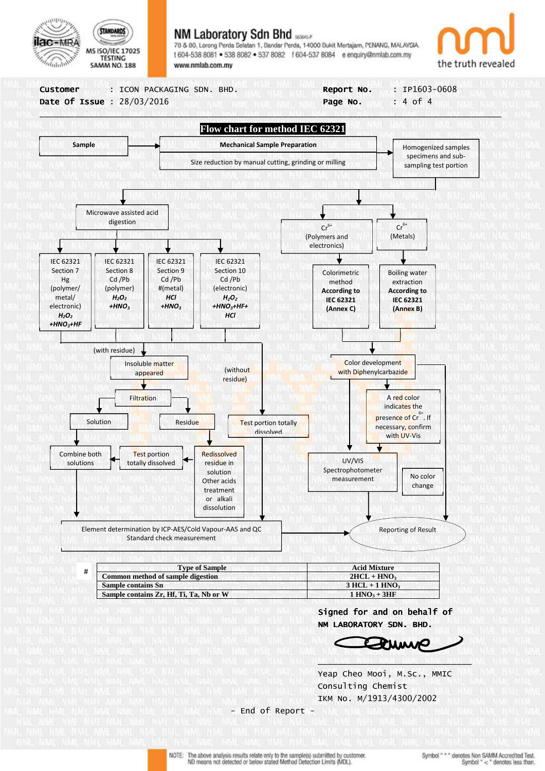Customer : ICON PACKAGING SDN. BHD.
Date Of Issue : 28/03/2016

Report No. : IP1603-0608

# Flow chart for method IEC 62321

Sample → Mechanical Sample Preparation — Size reduction by manual cutting, grinding or milling → Homogenized samples specimens and sub-sampling test portion

Microwave assisted acid digestion

- IEC 62321 Section 7 Hg (polymer/ metal/ electronic) $H_2O_2$ $+HNO_3+HF$
- IEC 62321 Section 8 Cd /Pb (polymer) $H_2O_2$ $+HNO_3$
- IEC 62321 Section 9 Cd /Pb #(metal) $HCl$ $+HNO_3$
- IEC 62321 Section 10 Cd /Pb (electronic) $H_2O_2$ $+HNO_3+HF+$ $HCl$

(with residue) → Insoluble matter appeared → Filtration → Solution / Residue

Solution → Combine both solutions

Residue → Redissolved residue in solution Other acids treatment or alkali dissolution → Test portion totally dissolved → Combine both solutions

(without residue) → Test portion totally dissolved

Element determination by ICP-AES/Cold Vapour-AAS and QC Standard check measurement → Reporting of Result

$Cr^{6+}$ (Polymers and electronics) → Colorimetric method According to IEC 62321 (Annex C)

$Cr^{6+}$ (Metals) → Boiling water extraction According to IEC 62321 (Annex B)

→ Color development with Diphenylcarbazide → A red color indicates the presence of $Cr^{6+}$. If necessary, confirm with UV-Vis → UV/VIS Spectrophotometer measurement → Reporting of Result

No color change → Reporting of Result

| # | Type of Sample | Acid Mixture |
|---|---|---|
| | Common method of sample digestion | 2HCL + $HNO_3$ |
| | Sample contains Sn | 3 HCL + 1 $HNO_3$ |
| | Sample contains Zr, Hf, Ti, Ta, Nb or W | 1 $HNO_3$ + 3HF |

Signed for and on behalf of
NM LABORATORY SDN. BHD.

Yeap Cheo Mooi, M.Sc., MMIC
Consulting Chemist
IKM No. M/1913/4300/2002

- End of Report -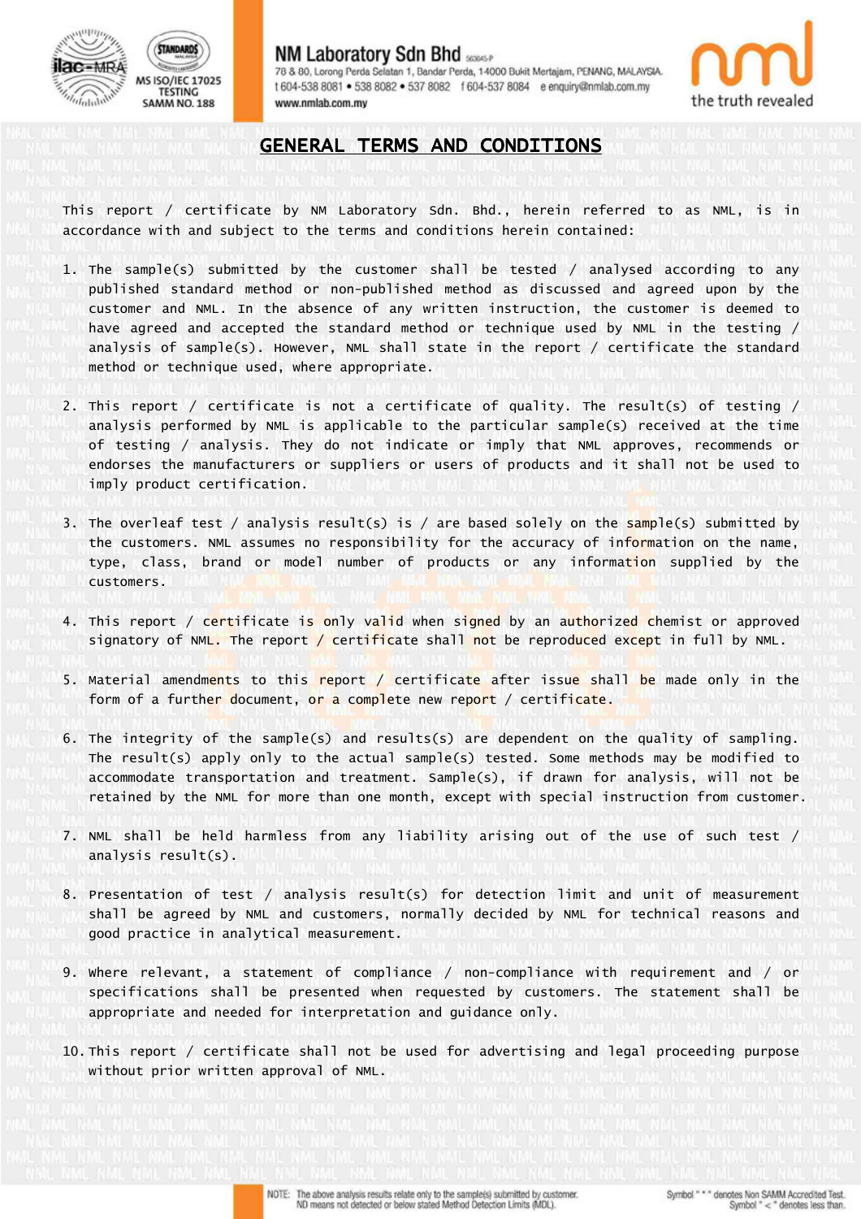# GENERAL TERMS AND CONDITIONS

This report / certificate by NM Laboratory Sdn. Bhd., herein referred to as NML, is in accordance with and subject to the terms and conditions herein contained:

1. The sample(s) submitted by the customer shall be tested / analysed according to any published standard method or non-published method as discussed and agreed upon by the customer and NML. In the absence of any written instruction, the customer is deemed to have agreed and accepted the standard method or technique used by NML in the testing / analysis of sample(s). However, NML shall state in the report / certificate the standard method or technique used, where appropriate.

2. This report / certificate is not a certificate of quality. The result(s) of testing / analysis performed by NML is applicable to the particular sample(s) received at the time of testing / analysis. They do not indicate or imply that NML approves, recommends or endorses the manufacturers or suppliers or users of products and it shall not be used to imply product certification.

3. The overleaf test / analysis result(s) is / are based solely on the sample(s) submitted by the customers. NML assumes no responsibility for the accuracy of information on the name, type, class, brand or model number of products or any information supplied by the customers.

4. This report / certificate is only valid when signed by an authorized chemist or approved signatory of NML. The report / certificate shall not be reproduced except in full by NML.

5. Material amendments to this report / certificate after issue shall be made only in the form of a further document, or a complete new report / certificate.

6. The integrity of the sample(s) and results(s) are dependent on the quality of sampling. The result(s) apply only to the actual sample(s) tested. Some methods may be modified to accommodate transportation and treatment. Sample(s), if drawn for analysis, will not be retained by the NML for more than one month, except with special instruction from customer.

7. NML shall be held harmless from any liability arising out of the use of such test / analysis result(s).

8. Presentation of test / analysis result(s) for detection limit and unit of measurement shall be agreed by NML and customers, normally decided by NML for technical reasons and good practice in analytical measurement.

9. Where relevant, a statement of compliance / non-compliance with requirement and / or specifications shall be presented when requested by customers. The statement shall be appropriate and needed for interpretation and guidance only.

10. This report / certificate shall not be used for advertising and legal proceeding purpose without prior written approval of NML.